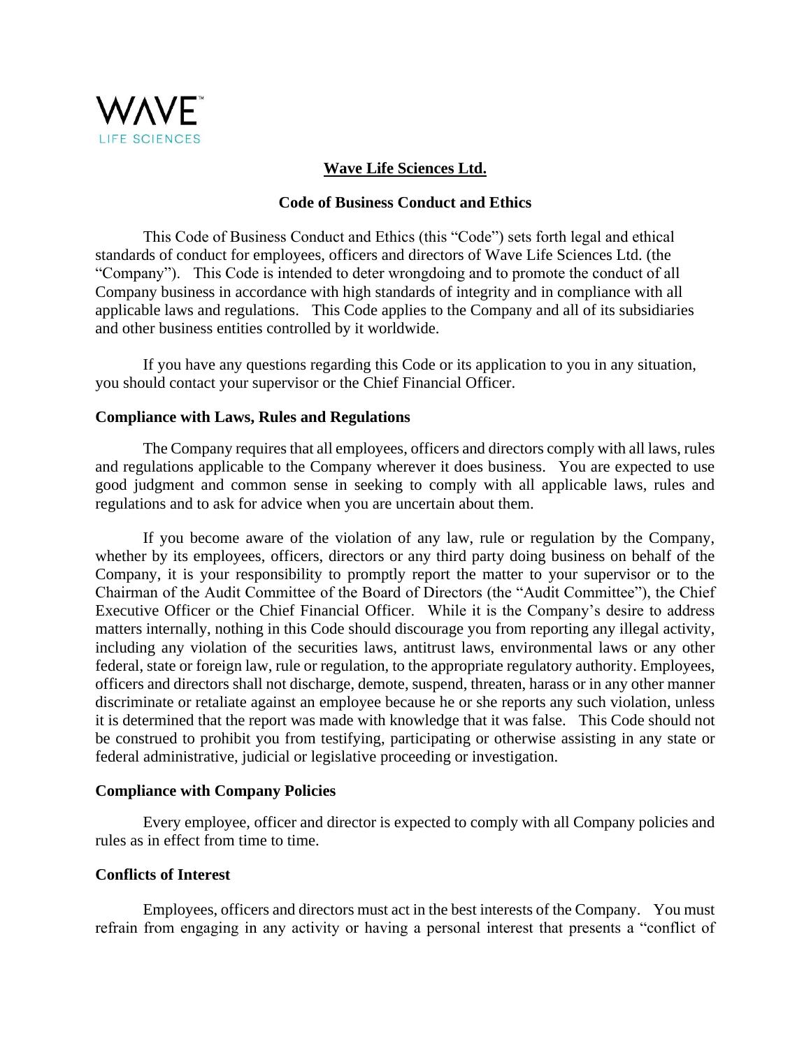**Wave Life Sciences Ltd.**

**Code of Business Conduct and Ethics**

This Code of Business Conduct and Ethics (this "Code") sets forth legal and ethical standards of conduct for employees, officers and directors of Wave Life Sciences Ltd. (the "Company"). This Code is intended to deter wrongdoing and to promote the conduct of all Company business in accordance with high standards of integrity and in compliance with all applicable laws and regulations. This Code applies to the Company and all of its subsidiaries and other business entities controlled by it worldwide.

If you have any questions regarding this Code or its application to you in any situation, you should contact your supervisor or the Chief Financial Officer.

**Compliance with Laws, Rules and Regulations**

The Company requires that all employees, officers and directors comply with all laws, rules and regulations applicable to the Company wherever it does business. You are expected to use good judgment and common sense in seeking to comply with all applicable laws, rules and regulations and to ask for advice when you are uncertain about them.

If you become aware of the violation of any law, rule or regulation by the Company, whether by its employees, officers, directors or any third party doing business on behalf of the Company, it is your responsibility to promptly report the matter to your supervisor or to the Chairman of the Audit Committee of the Board of Directors (the "Audit Committee"), the Chief Executive Officer or the Chief Financial Officer. While it is the Company's desire to address matters internally, nothing in this Code should discourage you from reporting any illegal activity, including any violation of the securities laws, antitrust laws, environmental laws or any other federal, state or foreign law, rule or regulation, to the appropriate regulatory authority. Employees, officers and directors shall not discharge, demote, suspend, threaten, harass or in any other manner discriminate or retaliate against an employee because he or she reports any such violation, unless it is determined that the report was made with knowledge that it was false. This Code should not be construed to prohibit you from testifying, participating or otherwise assisting in any state or federal administrative, judicial or legislative proceeding or investigation.

**Compliance with Company Policies**

Every employee, officer and director is expected to comply with all Company policies and rules as in effect from time to time.

**Conflicts of Interest**

Employees, officers and directors must act in the best interests of the Company. You must refrain from engaging in any activity or having a personal interest that presents a "conflict of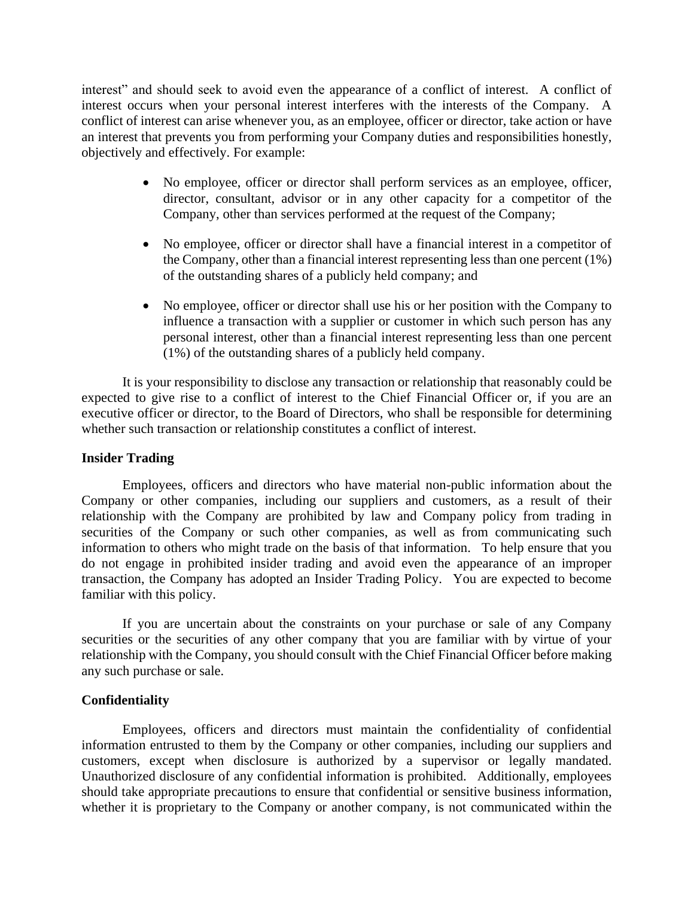interest" and should seek to avoid even the appearance of a conflict of interest. A conflict of interest occurs when your personal interest interferes with the interests of the Company. A conflict of interest can arise whenever you, as an employee, officer or director, take action or have an interest that prevents you from performing your Company duties and responsibilities honestly, objectively and effectively. For example:

- No employee, officer or director shall perform services as an employee, officer, director, consultant, advisor or in any other capacity for a competitor of the Company, other than services performed at the request of the Company;
- No employee, officer or director shall have a financial interest in a competitor of the Company, other than a financial interest representing less than one percent (1%) of the outstanding shares of a publicly held company; and
- No employee, officer or director shall use his or her position with the Company to influence a transaction with a supplier or customer in which such person has any personal interest, other than a financial interest representing less than one percent (1%) of the outstanding shares of a publicly held company.

It is your responsibility to disclose any transaction or relationship that reasonably could be expected to give rise to a conflict of interest to the Chief Financial Officer or, if you are an executive officer or director, to the Board of Directors, who shall be responsible for determining whether such transaction or relationship constitutes a conflict of interest.

**Insider Trading**

Employees, officers and directors who have material non-public information about the Company or other companies, including our suppliers and customers, as a result of their relationship with the Company are prohibited by law and Company policy from trading in securities of the Company or such other companies, as well as from communicating such information to others who might trade on the basis of that information. To help ensure that you do not engage in prohibited insider trading and avoid even the appearance of an improper transaction, the Company has adopted an Insider Trading Policy. You are expected to become familiar with this policy.

If you are uncertain about the constraints on your purchase or sale of any Company securities or the securities of any other company that you are familiar with by virtue of your relationship with the Company, you should consult with the Chief Financial Officer before making any such purchase or sale.

**Confidentiality**

Employees, officers and directors must maintain the confidentiality of confidential information entrusted to them by the Company or other companies, including our suppliers and customers, except when disclosure is authorized by a supervisor or legally mandated. Unauthorized disclosure of any confidential information is prohibited. Additionally, employees should take appropriate precautions to ensure that confidential or sensitive business information, whether it is proprietary to the Company or another company, is not communicated within the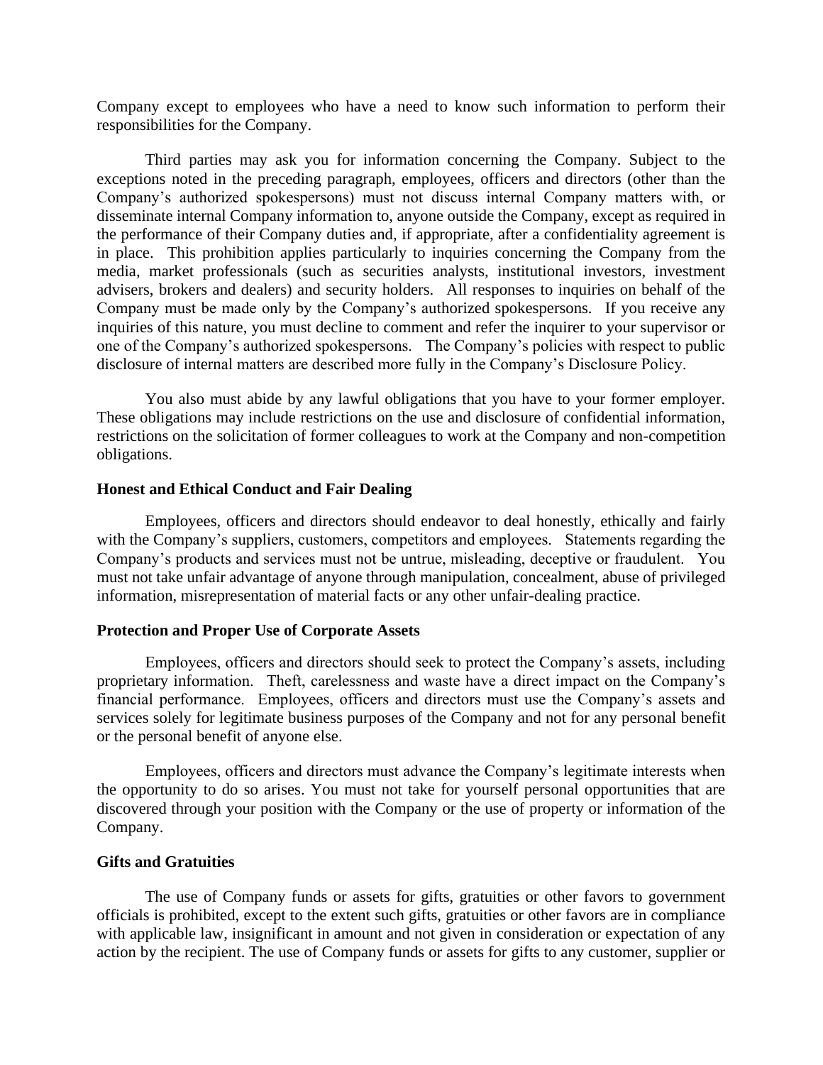Company except to employees who have a need to know such information to perform their responsibilities for the Company.

Third parties may ask you for information concerning the Company. Subject to the exceptions noted in the preceding paragraph, employees, officers and directors (other than the Company's authorized spokespersons) must not discuss internal Company matters with, or disseminate internal Company information to, anyone outside the Company, except as required in the performance of their Company duties and, if appropriate, after a confidentiality agreement is in place. This prohibition applies particularly to inquiries concerning the Company from the media, market professionals (such as securities analysts, institutional investors, investment advisers, brokers and dealers) and security holders. All responses to inquiries on behalf of the Company must be made only by the Company's authorized spokespersons. If you receive any inquiries of this nature, you must decline to comment and refer the inquirer to your supervisor or one of the Company's authorized spokespersons. The Company's policies with respect to public disclosure of internal matters are described more fully in the Company's Disclosure Policy.

You also must abide by any lawful obligations that you have to your former employer. These obligations may include restrictions on the use and disclosure of confidential information, restrictions on the solicitation of former colleagues to work at the Company and non-competition obligations.

**Honest and Ethical Conduct and Fair Dealing**

Employees, officers and directors should endeavor to deal honestly, ethically and fairly with the Company's suppliers, customers, competitors and employees. Statements regarding the Company's products and services must not be untrue, misleading, deceptive or fraudulent. You must not take unfair advantage of anyone through manipulation, concealment, abuse of privileged information, misrepresentation of material facts or any other unfair-dealing practice.

**Protection and Proper Use of Corporate Assets**

Employees, officers and directors should seek to protect the Company's assets, including proprietary information. Theft, carelessness and waste have a direct impact on the Company's financial performance. Employees, officers and directors must use the Company's assets and services solely for legitimate business purposes of the Company and not for any personal benefit or the personal benefit of anyone else.

Employees, officers and directors must advance the Company's legitimate interests when the opportunity to do so arises. You must not take for yourself personal opportunities that are discovered through your position with the Company or the use of property or information of the Company.

**Gifts and Gratuities**

The use of Company funds or assets for gifts, gratuities or other favors to government officials is prohibited, except to the extent such gifts, gratuities or other favors are in compliance with applicable law, insignificant in amount and not given in consideration or expectation of any action by the recipient. The use of Company funds or assets for gifts to any customer, supplier or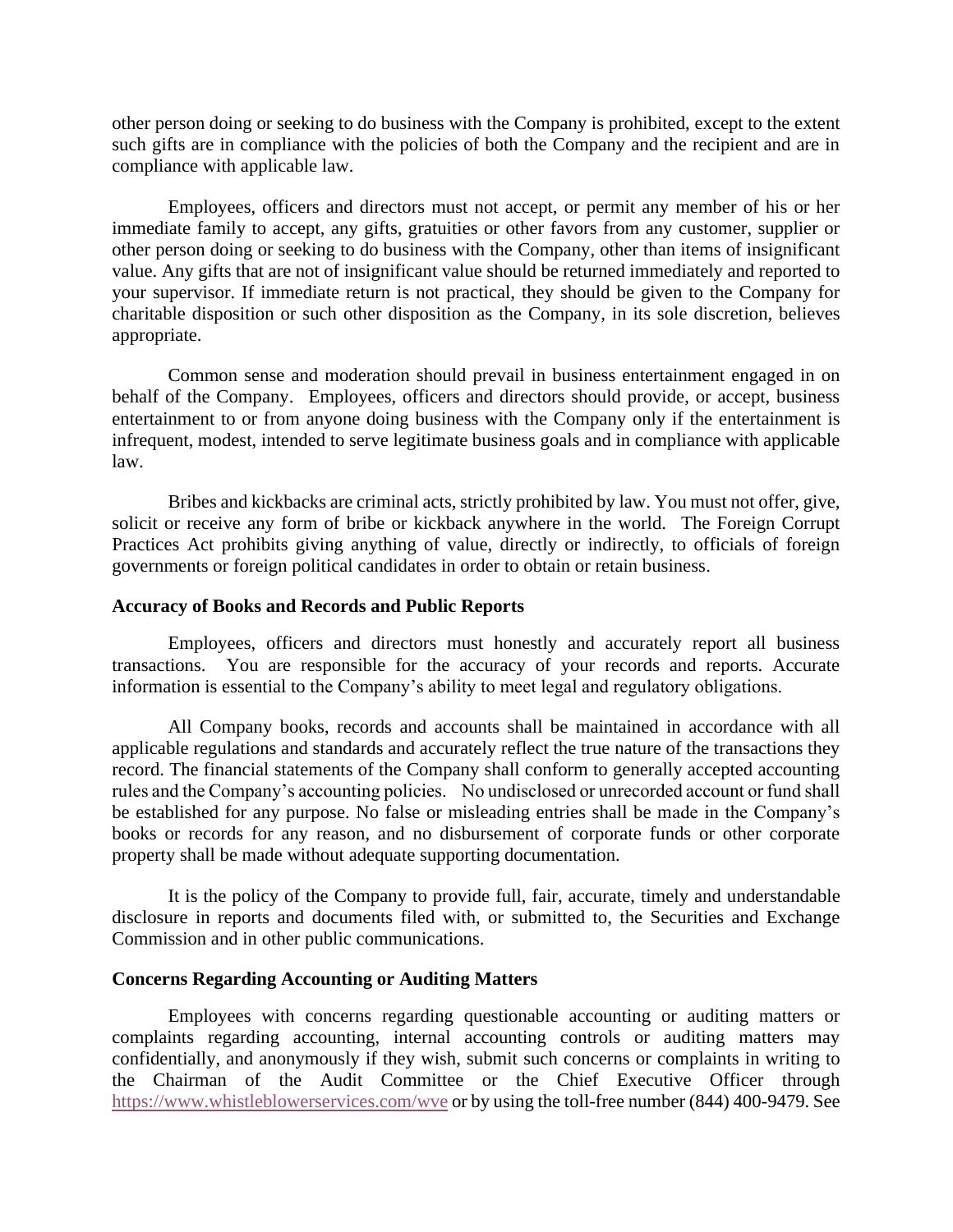other person doing or seeking to do business with the Company is prohibited, except to the extent such gifts are in compliance with the policies of both the Company and the recipient and are in compliance with applicable law.

Employees, officers and directors must not accept, or permit any member of his or her immediate family to accept, any gifts, gratuities or other favors from any customer, supplier or other person doing or seeking to do business with the Company, other than items of insignificant value. Any gifts that are not of insignificant value should be returned immediately and reported to your supervisor. If immediate return is not practical, they should be given to the Company for charitable disposition or such other disposition as the Company, in its sole discretion, believes appropriate.

Common sense and moderation should prevail in business entertainment engaged in on behalf of the Company. Employees, officers and directors should provide, or accept, business entertainment to or from anyone doing business with the Company only if the entertainment is infrequent, modest, intended to serve legitimate business goals and in compliance with applicable law.

Bribes and kickbacks are criminal acts, strictly prohibited by law. You must not offer, give, solicit or receive any form of bribe or kickback anywhere in the world. The Foreign Corrupt Practices Act prohibits giving anything of value, directly or indirectly, to officials of foreign governments or foreign political candidates in order to obtain or retain business.

**Accuracy of Books and Records and Public Reports**

Employees, officers and directors must honestly and accurately report all business transactions. You are responsible for the accuracy of your records and reports. Accurate information is essential to the Company's ability to meet legal and regulatory obligations.

All Company books, records and accounts shall be maintained in accordance with all applicable regulations and standards and accurately reflect the true nature of the transactions they record. The financial statements of the Company shall conform to generally accepted accounting rules and the Company's accounting policies. No undisclosed or unrecorded account or fund shall be established for any purpose. No false or misleading entries shall be made in the Company's books or records for any reason, and no disbursement of corporate funds or other corporate property shall be made without adequate supporting documentation.

It is the policy of the Company to provide full, fair, accurate, timely and understandable disclosure in reports and documents filed with, or submitted to, the Securities and Exchange Commission and in other public communications.

**Concerns Regarding Accounting or Auditing Matters**

Employees with concerns regarding questionable accounting or auditing matters or complaints regarding accounting, internal accounting controls or auditing matters may confidentially, and anonymously if they wish, submit such concerns or complaints in writing to the Chairman of the Audit Committee or the Chief Executive Officer through https://www.whistleblowerservices.com/wve or by using the toll-free number (844) 400-9479. See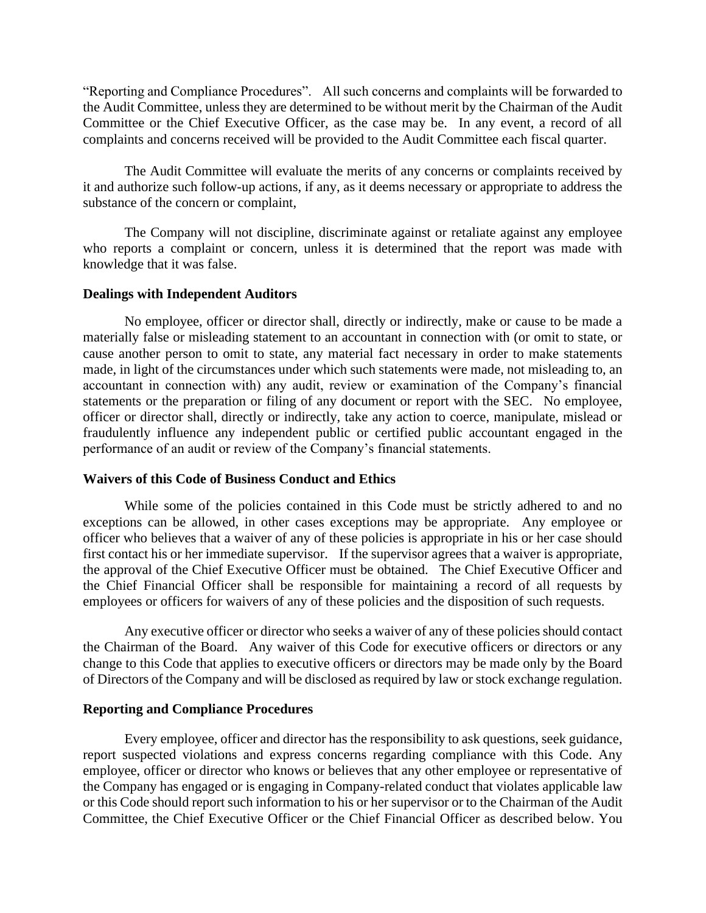"Reporting and Compliance Procedures". All such concerns and complaints will be forwarded to the Audit Committee, unless they are determined to be without merit by the Chairman of the Audit Committee or the Chief Executive Officer, as the case may be. In any event, a record of all complaints and concerns received will be provided to the Audit Committee each fiscal quarter.

The Audit Committee will evaluate the merits of any concerns or complaints received by it and authorize such follow-up actions, if any, as it deems necessary or appropriate to address the substance of the concern or complaint,

The Company will not discipline, discriminate against or retaliate against any employee who reports a complaint or concern, unless it is determined that the report was made with knowledge that it was false.

**Dealings with Independent Auditors**

No employee, officer or director shall, directly or indirectly, make or cause to be made a materially false or misleading statement to an accountant in connection with (or omit to state, or cause another person to omit to state, any material fact necessary in order to make statements made, in light of the circumstances under which such statements were made, not misleading to, an accountant in connection with) any audit, review or examination of the Company's financial statements or the preparation or filing of any document or report with the SEC. No employee, officer or director shall, directly or indirectly, take any action to coerce, manipulate, mislead or fraudulently influence any independent public or certified public accountant engaged in the performance of an audit or review of the Company's financial statements.

**Waivers of this Code of Business Conduct and Ethics**

While some of the policies contained in this Code must be strictly adhered to and no exceptions can be allowed, in other cases exceptions may be appropriate. Any employee or officer who believes that a waiver of any of these policies is appropriate in his or her case should first contact his or her immediate supervisor. If the supervisor agrees that a waiver is appropriate, the approval of the Chief Executive Officer must be obtained. The Chief Executive Officer and the Chief Financial Officer shall be responsible for maintaining a record of all requests by employees or officers for waivers of any of these policies and the disposition of such requests.

Any executive officer or director who seeks a waiver of any of these policies should contact the Chairman of the Board. Any waiver of this Code for executive officers or directors or any change to this Code that applies to executive officers or directors may be made only by the Board of Directors of the Company and will be disclosed as required by law or stock exchange regulation.

**Reporting and Compliance Procedures**

Every employee, officer and director has the responsibility to ask questions, seek guidance, report suspected violations and express concerns regarding compliance with this Code. Any employee, officer or director who knows or believes that any other employee or representative of the Company has engaged or is engaging in Company-related conduct that violates applicable law or this Code should report such information to his or her supervisor or to the Chairman of the Audit Committee, the Chief Executive Officer or the Chief Financial Officer as described below. You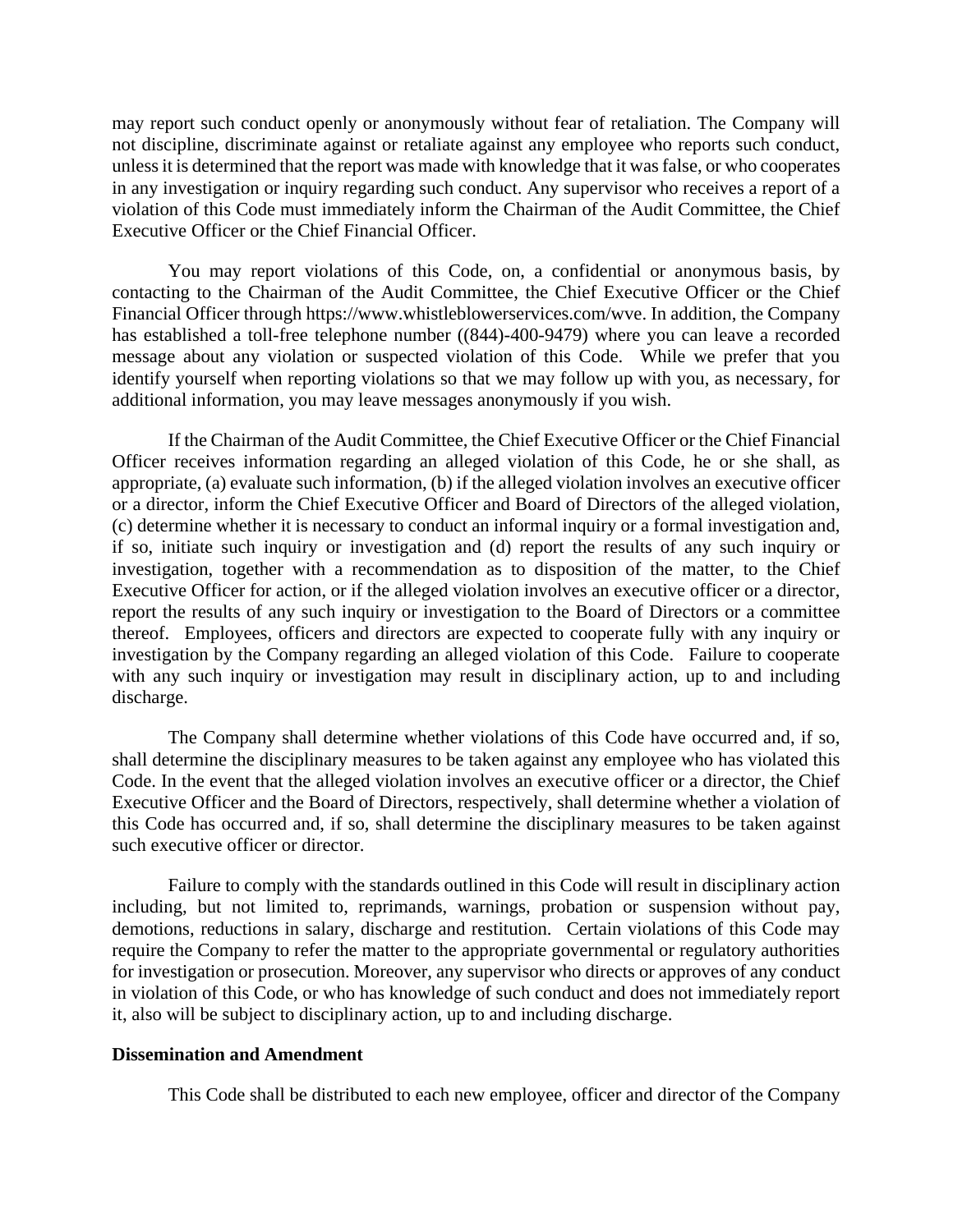may report such conduct openly or anonymously without fear of retaliation. The Company will not discipline, discriminate against or retaliate against any employee who reports such conduct, unless it is determined that the report was made with knowledge that it was false, or who cooperates in any investigation or inquiry regarding such conduct. Any supervisor who receives a report of a violation of this Code must immediately inform the Chairman of the Audit Committee, the Chief Executive Officer or the Chief Financial Officer.

You may report violations of this Code, on, a confidential or anonymous basis, by contacting to the Chairman of the Audit Committee, the Chief Executive Officer or the Chief Financial Officer through https://www.whistleblowerservices.com/wve. In addition, the Company has established a toll-free telephone number ((844)-400-9479) where you can leave a recorded message about any violation or suspected violation of this Code. While we prefer that you identify yourself when reporting violations so that we may follow up with you, as necessary, for additional information, you may leave messages anonymously if you wish.

If the Chairman of the Audit Committee, the Chief Executive Officer or the Chief Financial Officer receives information regarding an alleged violation of this Code, he or she shall, as appropriate, (a) evaluate such information, (b) if the alleged violation involves an executive officer or a director, inform the Chief Executive Officer and Board of Directors of the alleged violation, (c) determine whether it is necessary to conduct an informal inquiry or a formal investigation and, if so, initiate such inquiry or investigation and (d) report the results of any such inquiry or investigation, together with a recommendation as to disposition of the matter, to the Chief Executive Officer for action, or if the alleged violation involves an executive officer or a director, report the results of any such inquiry or investigation to the Board of Directors or a committee thereof. Employees, officers and directors are expected to cooperate fully with any inquiry or investigation by the Company regarding an alleged violation of this Code. Failure to cooperate with any such inquiry or investigation may result in disciplinary action, up to and including discharge.

The Company shall determine whether violations of this Code have occurred and, if so, shall determine the disciplinary measures to be taken against any employee who has violated this Code. In the event that the alleged violation involves an executive officer or a director, the Chief Executive Officer and the Board of Directors, respectively, shall determine whether a violation of this Code has occurred and, if so, shall determine the disciplinary measures to be taken against such executive officer or director.

Failure to comply with the standards outlined in this Code will result in disciplinary action including, but not limited to, reprimands, warnings, probation or suspension without pay, demotions, reductions in salary, discharge and restitution. Certain violations of this Code may require the Company to refer the matter to the appropriate governmental or regulatory authorities for investigation or prosecution. Moreover, any supervisor who directs or approves of any conduct in violation of this Code, or who has knowledge of such conduct and does not immediately report it, also will be subject to disciplinary action, up to and including discharge.

**Dissemination and Amendment**

This Code shall be distributed to each new employee, officer and director of the Company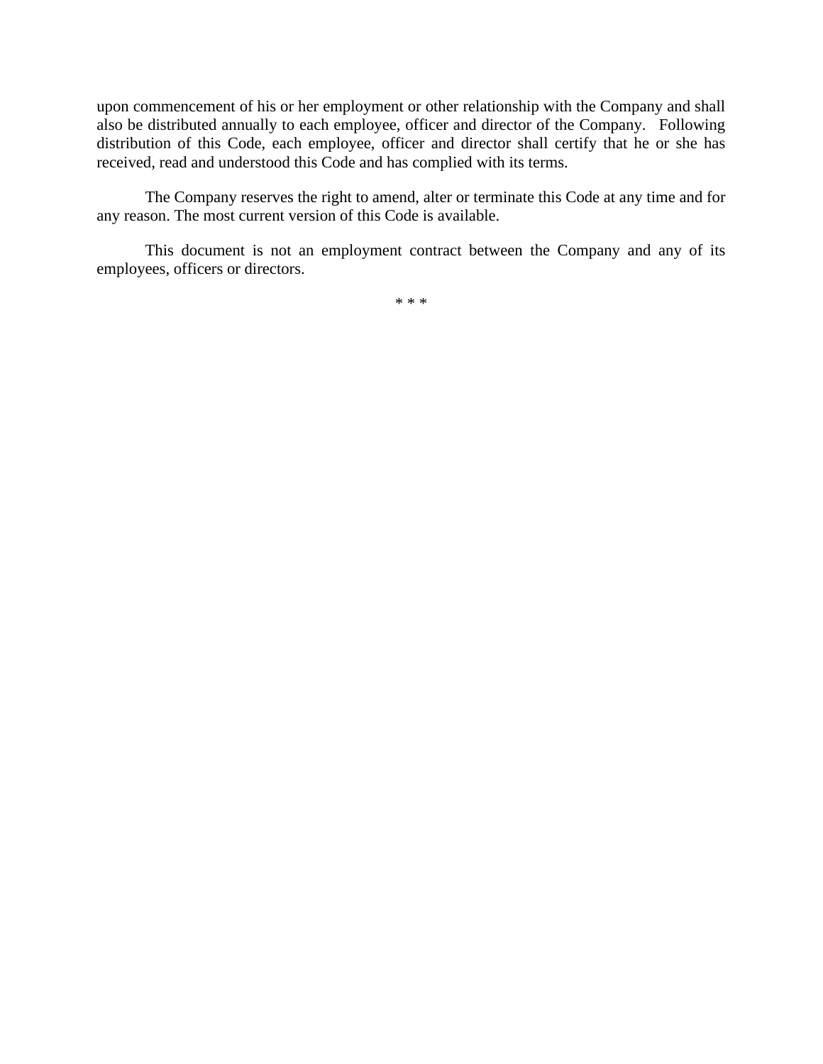upon commencement of his or her employment or other relationship with the Company and shall also be distributed annually to each employee, officer and director of the Company. Following distribution of this Code, each employee, officer and director shall certify that he or she has received, read and understood this Code and has complied with its terms.

The Company reserves the right to amend, alter or terminate this Code at any time and for any reason. The most current version of this Code is available.

This document is not an employment contract between the Company and any of its employees, officers or directors.

* * *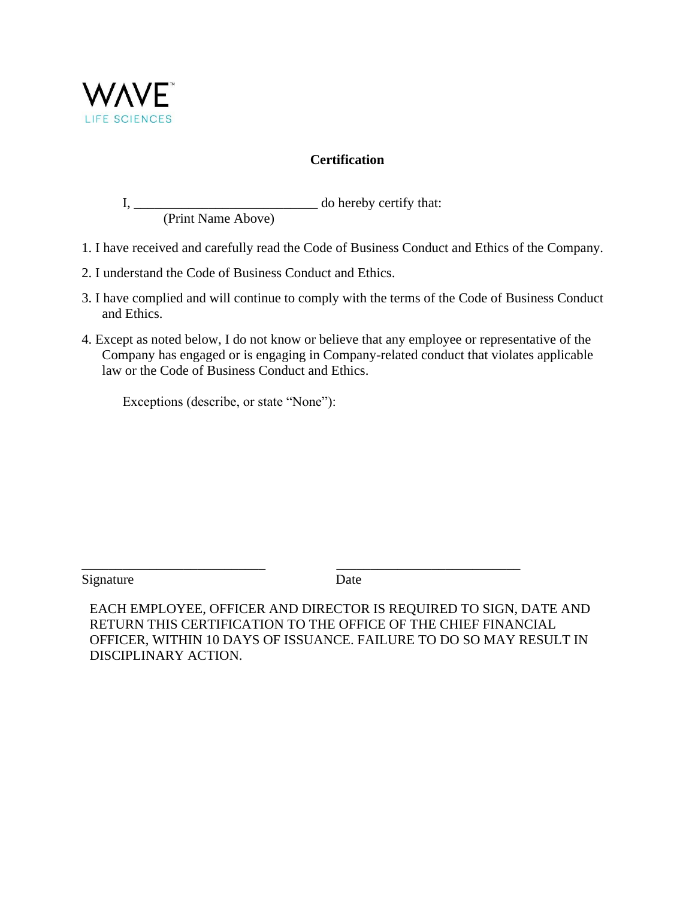WAVE™
LIFE SCIENCES

## Certification

I, ___________________________ do hereby certify that:
(Print Name Above)

1. I have received and carefully read the Code of Business Conduct and Ethics of the Company.
2. I understand the Code of Business Conduct and Ethics.
3. I have complied and will continue to comply with the terms of the Code of Business Conduct and Ethics.
4. Except as noted below, I do not know or believe that any employee or representative of the Company has engaged or is engaging in Company-related conduct that violates applicable law or the Code of Business Conduct and Ethics.

Exceptions (describe, or state "None"):

___________________________ ___________________________
Signature Date

EACH EMPLOYEE, OFFICER AND DIRECTOR IS REQUIRED TO SIGN, DATE AND RETURN THIS CERTIFICATION TO THE OFFICE OF THE CHIEF FINANCIAL OFFICER, WITHIN 10 DAYS OF ISSUANCE. FAILURE TO DO SO MAY RESULT IN DISCIPLINARY ACTION.